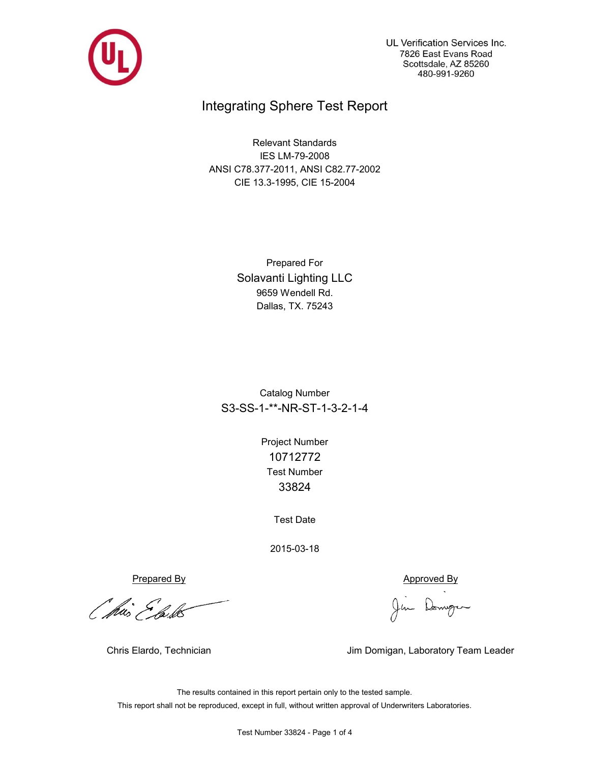UL Verification Services Inc.
7826 East Evans Road
Scottsdale, AZ 85260
480-991-9260

# Integrating Sphere Test Report

Relevant Standards
IES LM-79-2008
ANSI C78.377-2011, ANSI C82.77-2002
CIE 13.3-1995, CIE 15-2004

Prepared For
**Solavanti Lighting LLC**
9659 Wendell Rd.
Dallas, TX. 75243

Catalog Number
**S3-SS-1-**-NR-ST-1-3-2-1-4**

Project Number
**10712772**

Test Number
**33824**

Test Date

2015-03-18

| Prepared By | Approved By |
|---|---|
| Chris Elardo, Technician | Jim Domigan, Laboratory Team Leader |

The results contained in this report pertain only to the tested sample.
This report shall not be reproduced, except in full, without written approval of Underwriters Laboratories.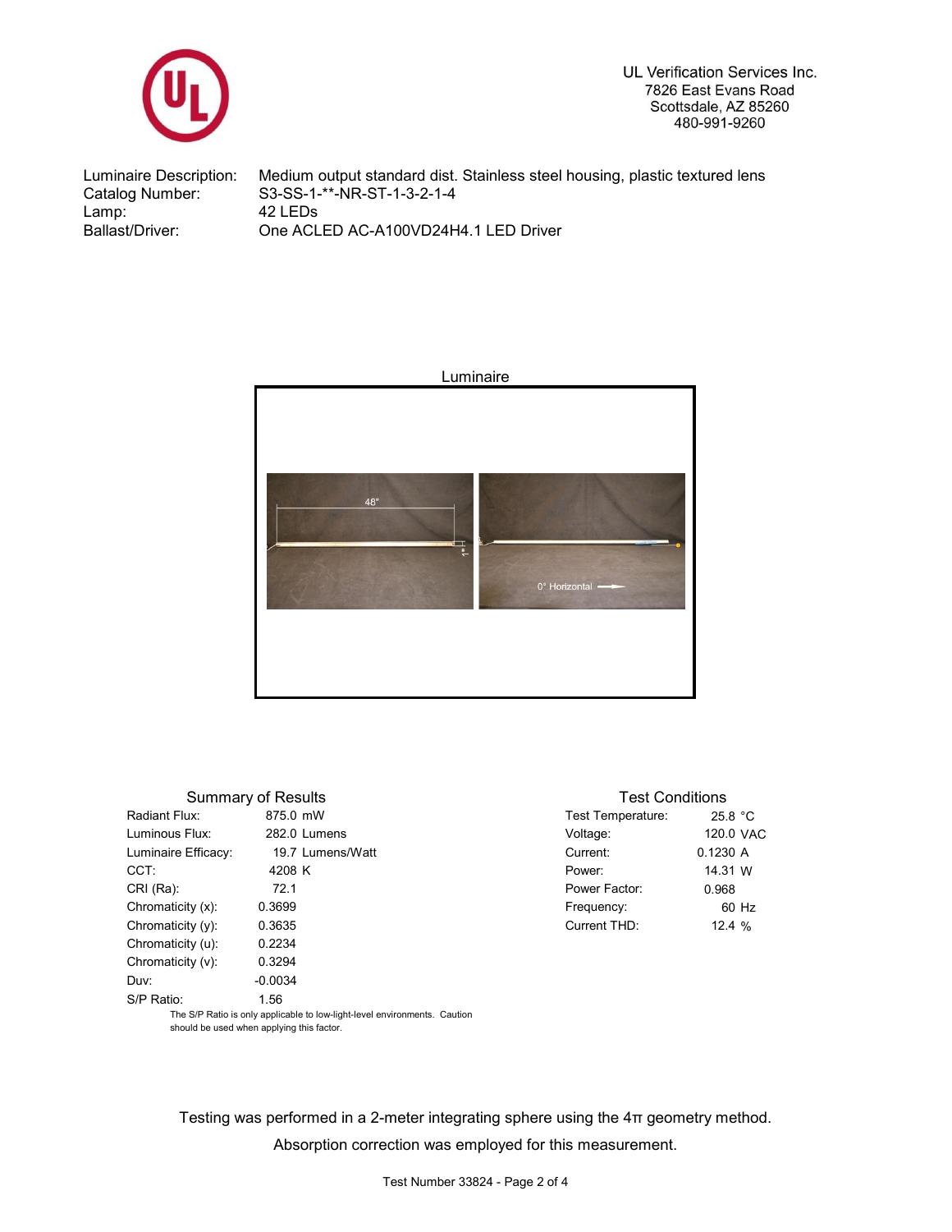UL Verification Services Inc.
7826 East Evans Road
Scottsdale, AZ 85260
480-991-9260

| | |
|---|---|
| Luminaire Description: | Medium output standard dist. Stainless steel housing, plastic textured lens |
| Catalog Number: | S3-SS-1-**-NR-ST-1-3-2-1-4 |
| Lamp: | 42 LEDs |
| Ballast/Driver: | One ACLED AC-A100VD24H4.1 LED Driver |

Luminaire

## Summary of Results

| | |
|---|---|
| Radiant Flux: | 875.0 mW |
| Luminous Flux: | 282.0 Lumens |
| Luminaire Efficacy: | 19.7 Lumens/Watt |
| CCT: | 4208 K |
| CRI (Ra): | 72.1 |
| Chromaticity (x): | 0.3699 |
| Chromaticity (y): | 0.3635 |
| Chromaticity (u): | 0.2234 |
| Chromaticity (v): | 0.3294 |
| Duv: | -0.0034 |
| S/P Ratio: | 1.56 |

The S/P Ratio is only applicable to low-light-level environments. Caution should be used when applying this factor.

## Test Conditions

| | |
|---|---|
| Test Temperature: | 25.8 °C |
| Voltage: | 120.0 VAC |
| Current: | 0.1230 A |
| Power: | 14.31 W |
| Power Factor: | 0.968 |
| Frequency: | 60 Hz |
| Current THD: | 12.4 % |

Testing was performed in a 2-meter integrating sphere using the 4π geometry method.

Absorption correction was employed for this measurement.

Test Number 33824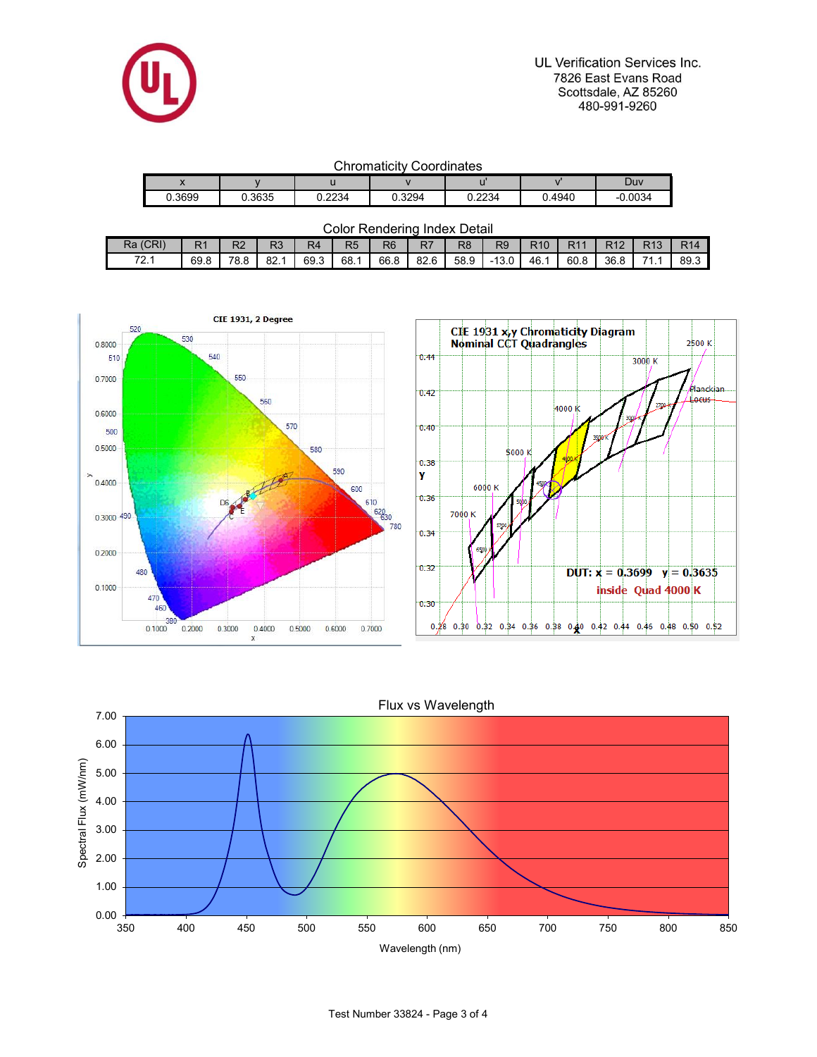UL Verification Services Inc.
7826 East Evans Road
Scottsdale, AZ 85260
480-991-9260

## Chromaticity Coordinates

| x | y | u | v | u' | v' | Duv |
|---|---|---|---|---|---|---|
| 0.3699 | 0.3635 | 0.2234 | 0.3294 | 0.2234 | 0.4940 | -0.0034 |

## Color Rendering Index Detail

| Ra (CRI) | R1 | R2 | R3 | R4 | R5 | R6 | R7 | R8 | R9 | R10 | R11 | R12 | R13 | R14 |
|---|---|---|---|---|---|---|---|---|---|---|---|---|---|---|
| 72.1 | 69.8 | 78.8 | 82.1 | 69.3 | 68.1 | 66.8 | 82.6 | 58.9 | -13.0 | 46.1 | 60.8 | 36.8 | 71.1 | 89.3 |

CIE 1931, 2 Degree

CIE 1931 x,y Chromaticity Diagram
Nominal CCT Quadrangles

DUT: x = 0.3699 y = 0.3635
inside Quad 4000 K

Flux vs Wavelength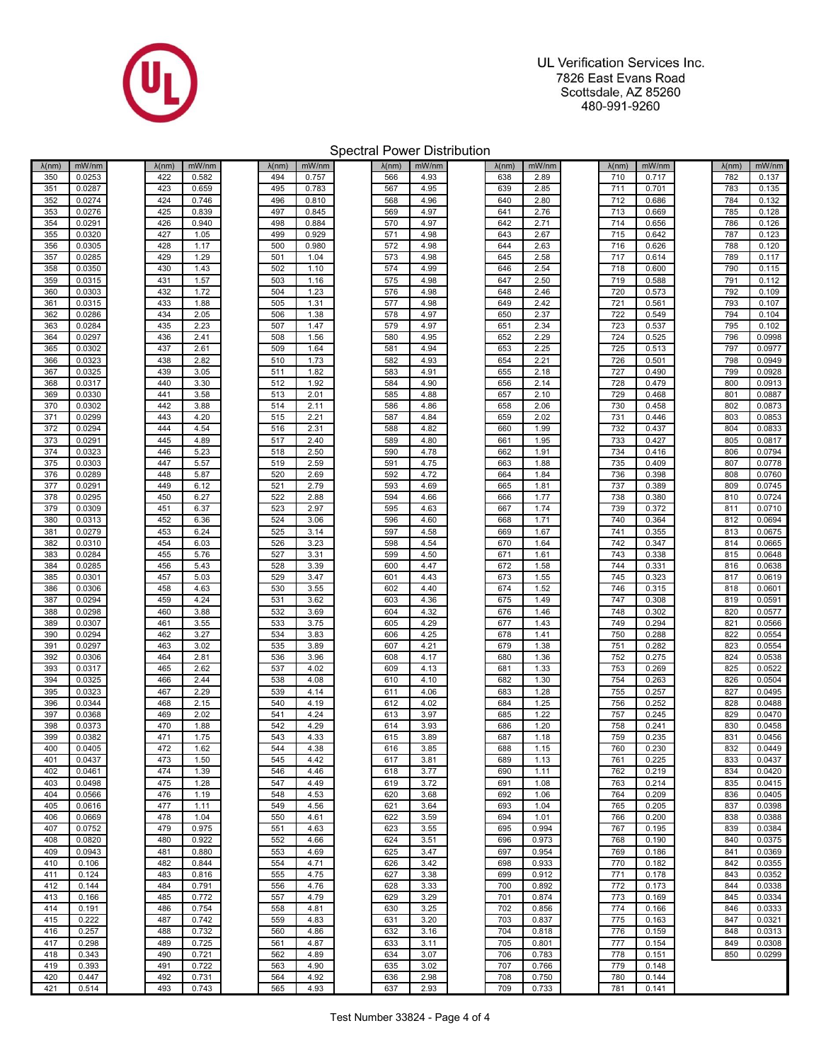UL Verification Services Inc.
7826 East Evans Road
Scottsdale, AZ 85260
480-991-9260

## Spectral Power Distribution

| λ(nm) | mW/nm | λ(nm) | mW/nm | λ(nm) | mW/nm | λ(nm) | mW/nm | λ(nm) | mW/nm | λ(nm) | mW/nm | λ(nm) | mW/nm |
|---|---|---|---|---|---|---|---|---|---|---|---|---|---|
| 350 | 0.0253 | 422 | 0.582 | 494 | 0.757 | 566 | 4.93 | 638 | 2.89 | 710 | 0.717 | 782 | 0.137 |
| 351 | 0.0287 | 423 | 0.659 | 495 | 0.783 | 567 | 4.95 | 639 | 2.85 | 711 | 0.701 | 783 | 0.135 |
| 352 | 0.0274 | 424 | 0.746 | 496 | 0.810 | 568 | 4.96 | 640 | 2.80 | 712 | 0.686 | 784 | 0.132 |
| 353 | 0.0276 | 425 | 0.839 | 497 | 0.845 | 569 | 4.97 | 641 | 2.76 | 713 | 0.669 | 785 | 0.128 |
| 354 | 0.0291 | 426 | 0.940 | 498 | 0.884 | 570 | 4.97 | 642 | 2.71 | 714 | 0.656 | 786 | 0.126 |
| 355 | 0.0320 | 427 | 1.05 | 499 | 0.929 | 571 | 4.98 | 643 | 2.67 | 715 | 0.642 | 787 | 0.123 |
| 356 | 0.0305 | 428 | 1.17 | 500 | 0.980 | 572 | 4.98 | 644 | 2.63 | 716 | 0.626 | 788 | 0.120 |
| 357 | 0.0285 | 429 | 1.29 | 501 | 1.04 | 573 | 4.98 | 645 | 2.58 | 717 | 0.614 | 789 | 0.117 |
| 358 | 0.0350 | 430 | 1.43 | 502 | 1.10 | 574 | 4.99 | 646 | 2.54 | 718 | 0.600 | 790 | 0.115 |
| 359 | 0.0315 | 431 | 1.57 | 503 | 1.16 | 575 | 4.98 | 647 | 2.50 | 719 | 0.588 | 791 | 0.112 |
| 360 | 0.0303 | 432 | 1.72 | 504 | 1.23 | 576 | 4.98 | 648 | 2.46 | 720 | 0.573 | 792 | 0.109 |
| 361 | 0.0315 | 433 | 1.88 | 505 | 1.31 | 577 | 4.98 | 649 | 2.42 | 721 | 0.561 | 793 | 0.107 |
| 362 | 0.0286 | 434 | 2.05 | 506 | 1.38 | 578 | 4.97 | 650 | 2.37 | 722 | 0.549 | 794 | 0.104 |
| 363 | 0.0284 | 435 | 2.23 | 507 | 1.47 | 579 | 4.97 | 651 | 2.34 | 723 | 0.537 | 795 | 0.102 |
| 364 | 0.0297 | 436 | 2.41 | 508 | 1.56 | 580 | 4.95 | 652 | 2.29 | 724 | 0.525 | 796 | 0.0998 |
| 365 | 0.0302 | 437 | 2.61 | 509 | 1.64 | 581 | 4.94 | 653 | 2.25 | 725 | 0.513 | 797 | 0.0977 |
| 366 | 0.0323 | 438 | 2.82 | 510 | 1.73 | 582 | 4.93 | 654 | 2.21 | 726 | 0.501 | 798 | 0.0949 |
| 367 | 0.0325 | 439 | 3.05 | 511 | 1.82 | 583 | 4.91 | 655 | 2.18 | 727 | 0.490 | 799 | 0.0928 |
| 368 | 0.0317 | 440 | 3.30 | 512 | 1.92 | 584 | 4.90 | 656 | 2.14 | 728 | 0.479 | 800 | 0.0913 |
| 369 | 0.0330 | 441 | 3.58 | 513 | 2.01 | 585 | 4.88 | 657 | 2.10 | 729 | 0.468 | 801 | 0.0887 |
| 370 | 0.0302 | 442 | 3.88 | 514 | 2.11 | 586 | 4.86 | 658 | 2.06 | 730 | 0.458 | 802 | 0.0873 |
| 371 | 0.0299 | 443 | 4.20 | 515 | 2.21 | 587 | 4.84 | 659 | 2.02 | 731 | 0.446 | 803 | 0.0853 |
| 372 | 0.0294 | 444 | 4.54 | 516 | 2.31 | 588 | 4.82 | 660 | 1.99 | 732 | 0.437 | 804 | 0.0833 |
| 373 | 0.0291 | 445 | 4.89 | 517 | 2.40 | 589 | 4.80 | 661 | 1.95 | 733 | 0.427 | 805 | 0.0817 |
| 374 | 0.0323 | 446 | 5.23 | 518 | 2.50 | 590 | 4.78 | 662 | 1.91 | 734 | 0.416 | 806 | 0.0794 |
| 375 | 0.0303 | 447 | 5.57 | 519 | 2.59 | 591 | 4.75 | 663 | 1.88 | 735 | 0.409 | 807 | 0.0778 |
| 376 | 0.0289 | 448 | 5.87 | 520 | 2.69 | 592 | 4.72 | 664 | 1.84 | 736 | 0.398 | 808 | 0.0760 |
| 377 | 0.0291 | 449 | 6.12 | 521 | 2.79 | 593 | 4.69 | 665 | 1.81 | 737 | 0.389 | 809 | 0.0745 |
| 378 | 0.0295 | 450 | 6.27 | 522 | 2.88 | 594 | 4.66 | 666 | 1.77 | 738 | 0.380 | 810 | 0.0724 |
| 379 | 0.0309 | 451 | 6.37 | 523 | 2.97 | 595 | 4.63 | 667 | 1.74 | 739 | 0.372 | 811 | 0.0710 |
| 380 | 0.0313 | 452 | 6.36 | 524 | 3.06 | 596 | 4.60 | 668 | 1.71 | 740 | 0.364 | 812 | 0.0694 |
| 381 | 0.0279 | 453 | 6.24 | 525 | 3.14 | 597 | 4.58 | 669 | 1.67 | 741 | 0.355 | 813 | 0.0675 |
| 382 | 0.0310 | 454 | 6.03 | 526 | 3.23 | 598 | 4.54 | 670 | 1.64 | 742 | 0.347 | 814 | 0.0665 |
| 383 | 0.0284 | 455 | 5.76 | 527 | 3.31 | 599 | 4.50 | 671 | 1.61 | 743 | 0.338 | 815 | 0.0648 |
| 384 | 0.0285 | 456 | 5.43 | 528 | 3.39 | 600 | 4.47 | 672 | 1.58 | 744 | 0.331 | 816 | 0.0638 |
| 385 | 0.0301 | 457 | 5.03 | 529 | 3.47 | 601 | 4.43 | 673 | 1.55 | 745 | 0.323 | 817 | 0.0619 |
| 386 | 0.0306 | 458 | 4.63 | 530 | 3.55 | 602 | 4.40 | 674 | 1.52 | 746 | 0.315 | 818 | 0.0601 |
| 387 | 0.0294 | 459 | 4.24 | 531 | 3.62 | 603 | 4.36 | 675 | 1.49 | 747 | 0.308 | 819 | 0.0591 |
| 388 | 0.0298 | 460 | 3.88 | 532 | 3.69 | 604 | 4.32 | 676 | 1.46 | 748 | 0.302 | 820 | 0.0577 |
| 389 | 0.0307 | 461 | 3.55 | 533 | 3.75 | 605 | 4.29 | 677 | 1.43 | 749 | 0.294 | 821 | 0.0566 |
| 390 | 0.0294 | 462 | 3.27 | 534 | 3.83 | 606 | 4.25 | 678 | 1.41 | 750 | 0.288 | 822 | 0.0554 |
| 391 | 0.0297 | 463 | 3.02 | 535 | 3.89 | 607 | 4.21 | 679 | 1.38 | 751 | 0.282 | 823 | 0.0554 |
| 392 | 0.0306 | 464 | 2.81 | 536 | 3.96 | 608 | 4.17 | 680 | 1.36 | 752 | 0.275 | 824 | 0.0538 |
| 393 | 0.0317 | 465 | 2.62 | 537 | 4.02 | 609 | 4.13 | 681 | 1.33 | 753 | 0.269 | 825 | 0.0522 |
| 394 | 0.0325 | 466 | 2.44 | 538 | 4.08 | 610 | 4.10 | 682 | 1.30 | 754 | 0.263 | 826 | 0.0504 |
| 395 | 0.0323 | 467 | 2.29 | 539 | 4.14 | 611 | 4.06 | 683 | 1.28 | 755 | 0.257 | 827 | 0.0495 |
| 396 | 0.0344 | 468 | 2.15 | 540 | 4.19 | 612 | 4.02 | 684 | 1.25 | 756 | 0.252 | 828 | 0.0488 |
| 397 | 0.0368 | 469 | 2.02 | 541 | 4.24 | 613 | 3.97 | 685 | 1.22 | 757 | 0.245 | 829 | 0.0470 |
| 398 | 0.0373 | 470 | 1.88 | 542 | 4.29 | 614 | 3.93 | 686 | 1.20 | 758 | 0.241 | 830 | 0.0458 |
| 399 | 0.0382 | 471 | 1.75 | 543 | 4.33 | 615 | 3.89 | 687 | 1.18 | 759 | 0.235 | 831 | 0.0456 |
| 400 | 0.0405 | 472 | 1.62 | 544 | 4.38 | 616 | 3.85 | 688 | 1.15 | 760 | 0.230 | 832 | 0.0449 |
| 401 | 0.0437 | 473 | 1.50 | 545 | 4.42 | 617 | 3.81 | 689 | 1.13 | 761 | 0.225 | 833 | 0.0437 |
| 402 | 0.0461 | 474 | 1.39 | 546 | 4.46 | 618 | 3.77 | 690 | 1.11 | 762 | 0.219 | 834 | 0.0420 |
| 403 | 0.0498 | 475 | 1.28 | 547 | 4.49 | 619 | 3.72 | 691 | 1.08 | 763 | 0.214 | 835 | 0.0415 |
| 404 | 0.0566 | 476 | 1.19 | 548 | 4.53 | 620 | 3.68 | 692 | 1.06 | 764 | 0.209 | 836 | 0.0405 |
| 405 | 0.0616 | 477 | 1.11 | 549 | 4.56 | 621 | 3.64 | 693 | 1.04 | 765 | 0.205 | 837 | 0.0398 |
| 406 | 0.0669 | 478 | 1.04 | 550 | 4.61 | 622 | 3.59 | 694 | 1.01 | 766 | 0.200 | 838 | 0.0388 |
| 407 | 0.0752 | 479 | 0.975 | 551 | 4.63 | 623 | 3.55 | 695 | 0.994 | 767 | 0.195 | 839 | 0.0384 |
| 408 | 0.0820 | 480 | 0.922 | 552 | 4.66 | 624 | 3.51 | 696 | 0.973 | 768 | 0.190 | 840 | 0.0375 |
| 409 | 0.0943 | 481 | 0.880 | 553 | 4.69 | 625 | 3.47 | 697 | 0.954 | 769 | 0.186 | 841 | 0.0369 |
| 410 | 0.106 | 482 | 0.844 | 554 | 4.71 | 626 | 3.42 | 698 | 0.933 | 770 | 0.182 | 842 | 0.0355 |
| 411 | 0.124 | 483 | 0.816 | 555 | 4.75 | 627 | 3.38 | 699 | 0.912 | 771 | 0.178 | 843 | 0.0352 |
| 412 | 0.144 | 484 | 0.791 | 556 | 4.76 | 628 | 3.33 | 700 | 0.892 | 772 | 0.173 | 844 | 0.0338 |
| 413 | 0.166 | 485 | 0.772 | 557 | 4.79 | 629 | 3.29 | 701 | 0.874 | 773 | 0.169 | 845 | 0.0334 |
| 414 | 0.191 | 486 | 0.754 | 558 | 4.81 | 630 | 3.25 | 702 | 0.856 | 774 | 0.166 | 846 | 0.0333 |
| 415 | 0.222 | 487 | 0.742 | 559 | 4.83 | 631 | 3.20 | 703 | 0.837 | 775 | 0.163 | 847 | 0.0321 |
| 416 | 0.257 | 488 | 0.732 | 560 | 4.86 | 632 | 3.16 | 704 | 0.818 | 776 | 0.159 | 848 | 0.0313 |
| 417 | 0.298 | 489 | 0.725 | 561 | 4.87 | 633 | 3.11 | 705 | 0.801 | 777 | 0.154 | 849 | 0.0308 |
| 418 | 0.343 | 490 | 0.721 | 562 | 4.89 | 634 | 3.07 | 706 | 0.783 | 778 | 0.151 | 850 | 0.0299 |
| 419 | 0.393 | 491 | 0.722 | 563 | 4.90 | 635 | 3.02 | 707 | 0.766 | 779 | 0.148 | | |
| 420 | 0.447 | 492 | 0.731 | 564 | 4.92 | 636 | 2.98 | 708 | 0.750 | 780 | 0.144 | | |
| 421 | 0.514 | 493 | 0.743 | 565 | 4.93 | 637 | 2.93 | 709 | 0.733 | 781 | 0.141 | | |

Test Number 33824